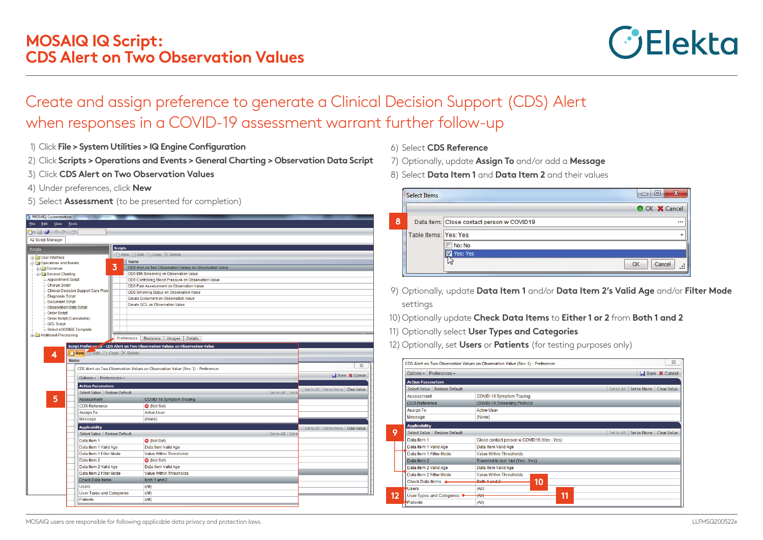# MOSAIQ IQ Script: CDS Alert on Two Observation Values

## Create and assign preference to generate a Clinical Decision Support (CDS) Alert when responses in a COVID-19 assessment warrant further follow-up

1) Click **File > System Utilities > IQ Engine Configuration**
2) Click **Scripts > Operations and Events > General Charting > Observation Data Script**
3) Click **CDS Alert on Two Observation Values**
4) Under preferences, click **New**
5) Select **Assessment** (to be presented for completion)
6) Select **CDS Reference**
7) Optionally, update **Assign To** and/or add a **Message**
8) Select **Data Item 1** and **Data Item 2** and their values
9) Optionally, update **Data Item 1** and/or **Data Item 2's Valid Age** and/or **Filter Mode** settings
10) Optionally update **Check Data Items** to **Either 1 or 2** from **Both 1 and 2**
11) Optionally select **User Types and Categories**
12) Optionally, set **Users** or **Patients** (for testing purposes only)

MOSAIQ users are responsible for following applicable data privacy and protection laws.

LLFMSQ200522e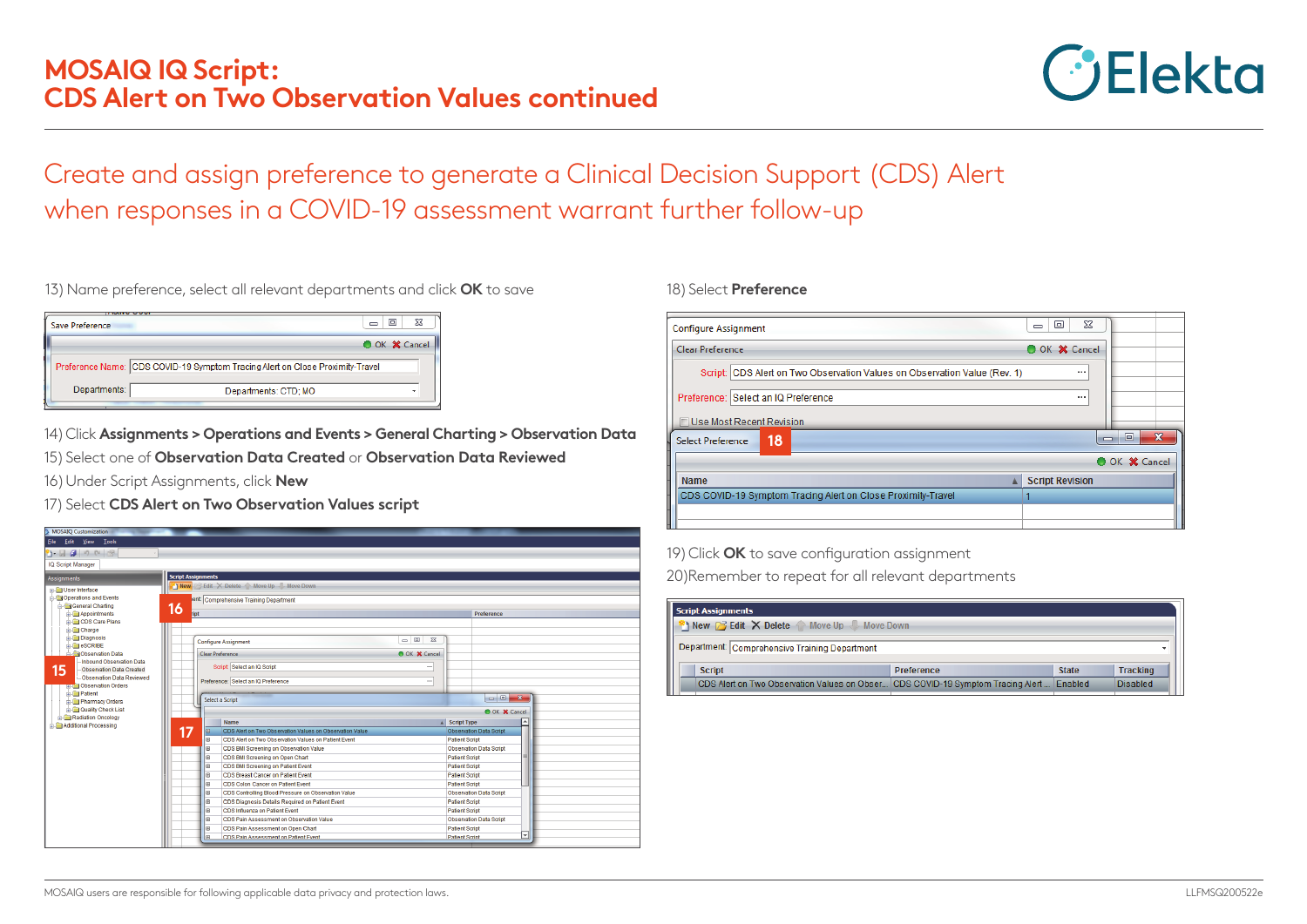# MOSAIQ IQ Script: CDS Alert on Two Observation Values continued

## Create and assign preference to generate a Clinical Decision Support (CDS) Alert when responses in a COVID-19 assessment warrant further follow-up

13) Name preference, select all relevant departments and click **OK** to save

14) Click **Assignments > Operations and Events > General Charting > Observation Data**

15) Select one of **Observation Data Created** or **Observation Data Reviewed**

16) Under Script Assignments, click **New**

17) Select **CDS Alert on Two Observation Values script**

18) Select **Preference**

19) Click **OK** to save configuration assignment

20)Remember to repeat for all relevant departments

MOSAIQ users are responsible for following applicable data privacy and protection laws.

LLFMSQ200522e